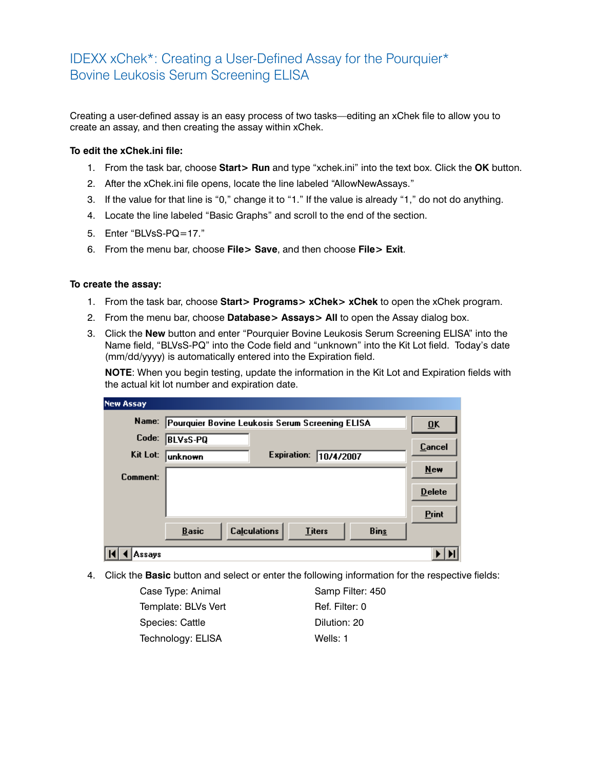# IDEXX xChek*: Creating a User-Defined Assay for the Pourquier* Bovine Leukosis Serum Screening ELISA

Creating a user-defined assay is an easy process of two tasks—editing an xChek file to allow you to create an assay, and then creating the assay within xChek.

**To edit the xChek.ini file:**

1. From the task bar, choose **Start> Run** and type "xchek.ini" into the text box. Click the **OK** button.
2. After the xChek.ini file opens, locate the line labeled "AllowNewAssays."
3. If the value for that line is "0," change it to "1." If the value is already "1," do not do anything.
4. Locate the line labeled "Basic Graphs" and scroll to the end of the section.
5. Enter "BLVsS-PQ=17."
6. From the menu bar, choose **File> Save**, and then choose **File> Exit**.

**To create the assay:**

1. From the task bar, choose **Start> Programs> xChek> xChek** to open the xChek program.
2. From the menu bar, choose **Database> Assays> All** to open the Assay dialog box.
3. Click the **New** button and enter "Pourquier Bovine Leukosis Serum Screening ELISA" into the Name field, "BLVsS-PQ" into the Code field and "unknown" into the Kit Lot field. Today's date (mm/dd/yyyy) is automatically entered into the Expiration field.

   **NOTE**: When you begin testing, update the information in the Kit Lot and Expiration fields with the actual kit lot number and expiration date.

   New Assay

   Name: Pourquier Bovine Leukosis Serum Screening ELISA
   Code: BLVsS-PQ
   Kit Lot: unknown
   Expiration: 10/4/2007
   Comment:

   OK | Cancel | New | Delete | Print
   Basic | Calculations | Titers | Bins
   Assays

4. Click the **Basic** button and select or enter the following information for the respective fields:

   | | |
   |---|---|
   | Case Type: Animal | Samp Filter: 450 |
   | Template: BLVs Vert | Ref. Filter: 0 |
   | Species: Cattle | Dilution: 20 |
   | Technology: ELISA | Wells: 1 |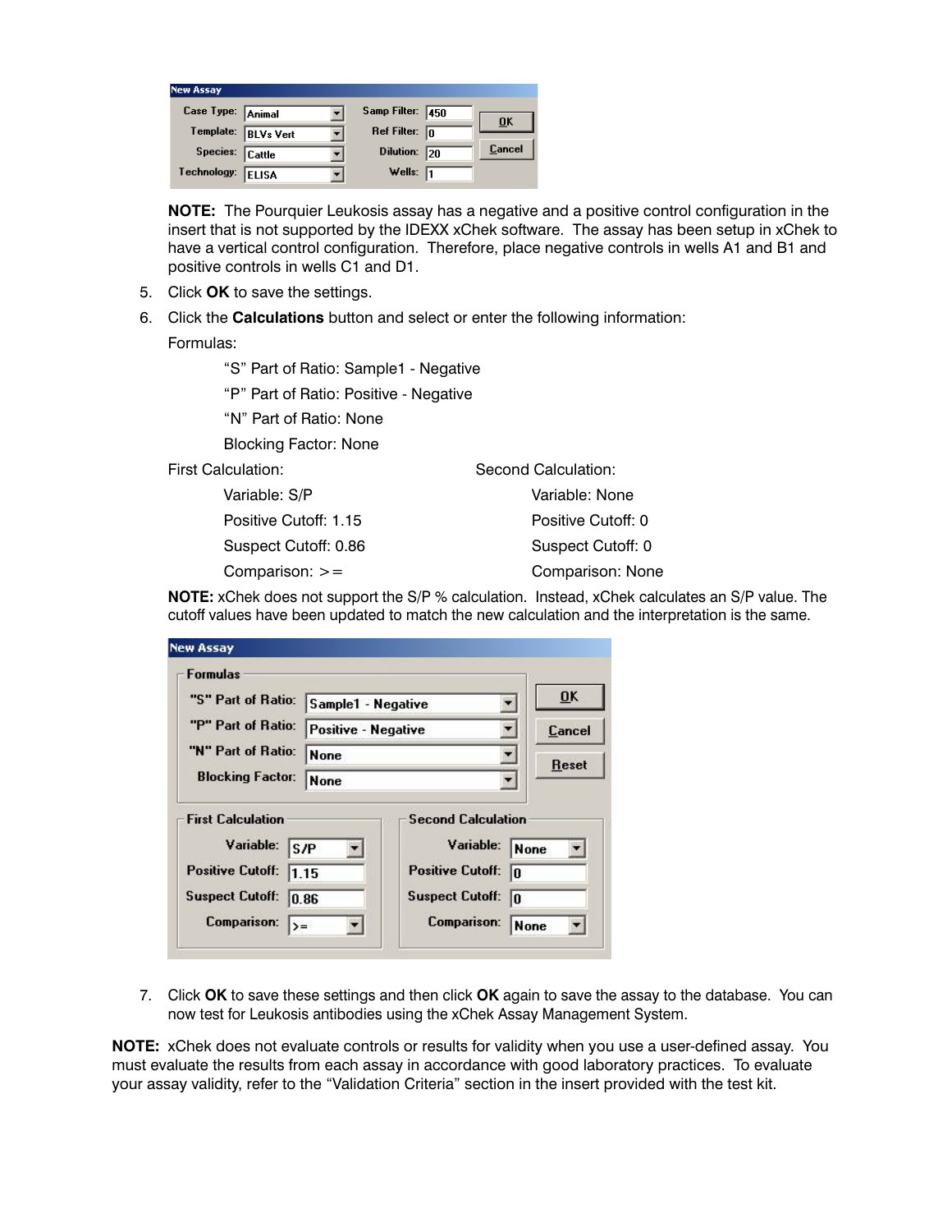**NOTE:** The Pourquier Leukosis assay has a negative and a positive control configuration in the insert that is not supported by the IDEXX xChek software. The assay has been setup in xChek to have a vertical control configuration. Therefore, place negative controls in wells A1 and B1 and positive controls in wells C1 and D1.

5. Click **OK** to save the settings.
6. Click the **Calculations** button and select or enter the following information:

   Formulas:

   "S" Part of Ratio: Sample1 - Negative

   "P" Part of Ratio: Positive - Negative

   "N" Part of Ratio: None

   Blocking Factor: None

   First Calculation:

   Variable: S/P

   Positive Cutoff: 1.15

   Suspect Cutoff: 0.86

   Comparison: >=

   Second Calculation:

   Variable: None

   Positive Cutoff: 0

   Suspect Cutoff: 0

   Comparison: None

   **NOTE:** xChek does not support the S/P % calculation. Instead, xChek calculates an S/P value. The cutoff values have been updated to match the new calculation and the interpretation is the same.

7. Click **OK** to save these settings and then click **OK** again to save the assay to the database. You can now test for Leukosis antibodies using the xChek Assay Management System.

**NOTE:** xChek does not evaluate controls or results for validity when you use a user-defined assay. You must evaluate the results from each assay in accordance with good laboratory practices. To evaluate your assay validity, refer to the "Validation Criteria" section in the insert provided with the test kit.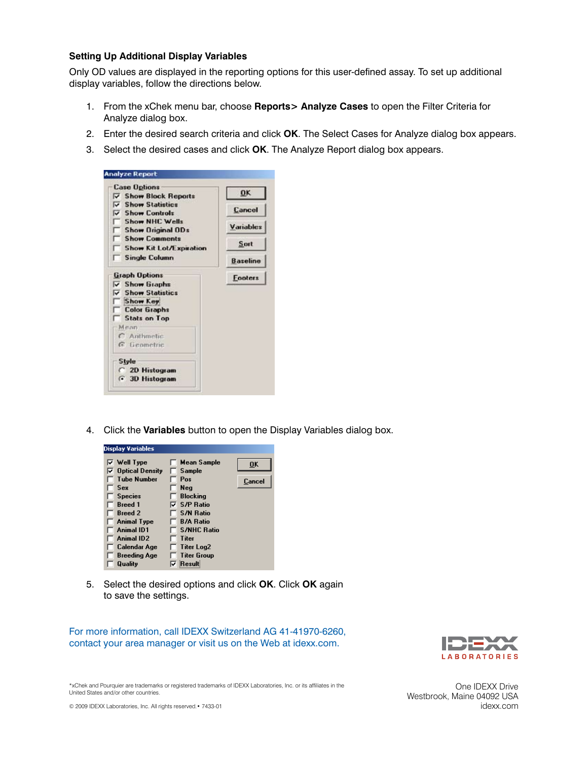### Setting Up Additional Display Variables

Only OD values are displayed in the reporting options for this user-defined assay. To set up additional display variables, follow the directions below.

1. From the xChek menu bar, choose **Reports> Analyze Cases** to open the Filter Criteria for Analyze dialog box.
2. Enter the desired search criteria and click **OK**. The Select Cases for Analyze dialog box appears.
3. Select the desired cases and click **OK**. The Analyze Report dialog box appears.

Analyze Report

Case Options
Show Block Reports
Show Statistics
Show Controls
Show NHC Wells
Show Original ODs
Show Comments
Show Kit Lot/Expiration
Single Column

Graph Options
Show Graphs
Show Statistics
Show Key
Color Graphs
Stats on Top

Mean
Arithmetic
Geometric

Style
2D Histogram
3D Histogram

OK
Cancel
Variables
Sort
Baseline
Footers

4. Click the **Variables** button to open the Display Variables dialog box.

Display Variables

Well Type
Optical Density
Tube Number
Sex
Species
Breed 1
Breed 2
Animal Type
Animal ID1
Animal ID2
Calendar Age
Breeding Age
Quality

Mean Sample
Sample
Pos
Neg
Blocking
S/P Ratio
S/N Ratio
B/A Ratio
S/NHC Ratio
Titer
Titer Log2
Titer Group
Result

OK
Cancel

5. Select the desired options and click **OK**. Click **OK** again to save the settings.

For more information, call IDEXX Switzerland AG 41-41970-6260, contact your area manager or visit us on the Web at idexx.com.

IDEXX LABORATORIES

*xChek and Pourquier are trademarks or registered trademarks of IDEXX Laboratories, Inc. or its affiliates in the United States and/or other countries.

© 2009 IDEXX Laboratories, Inc. All rights reserved. • 7433-01

One IDEXX Drive
Westbrook, Maine 04092 USA
idexx.com